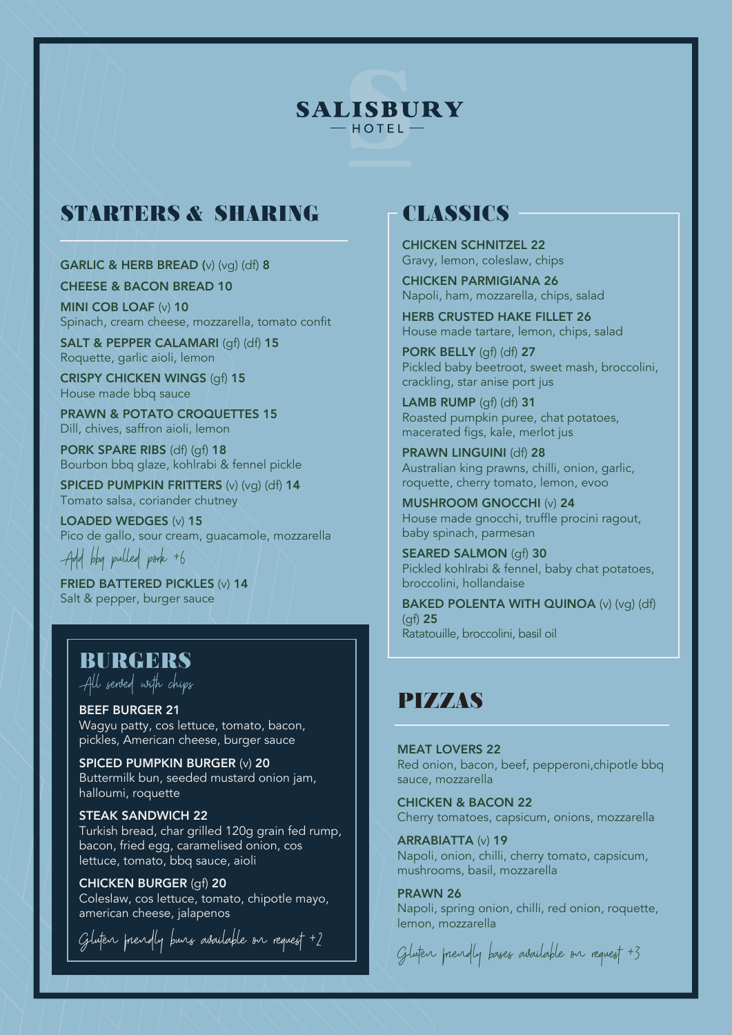# SALISBURY
HOTEL

## STARTERS & SHARING

**GARLIC & HERB BREAD** (v) (vg) (df) **8**

**CHEESE & BACON BREAD 10**

**MINI COB LOAF** (v) **10**
Spinach, cream cheese, mozzarella, tomato confit

**SALT & PEPPER CALAMARI** (gf) (df) **15**
Roquette, garlic aioli, lemon

**CRISPY CHICKEN WINGS** (gf) **15**
House made bbq sauce

**PRAWN & POTATO CROQUETTES 15**
Dill, chives, saffron aioli, lemon

**PORK SPARE RIBS** (df) (gf) **18**
Bourbon bbq glaze, kohlrabi & fennel pickle

**SPICED PUMPKIN FRITTERS** (v) (vg) (df) **14**
Tomato salsa, coriander chutney

**LOADED WEDGES** (v) **15**
Pico de gallo, sour cream, guacamole, mozzarella
*Add bbq pulled pork +6*

**FRIED BATTERED PICKLES** (v) **14**
Salt & pepper, burger sauce

## BURGERS

*All served with chips*

**BEEF BURGER 21**
Wagyu patty, cos lettuce, tomato, bacon, pickles, American cheese, burger sauce

**SPICED PUMPKIN BURGER** (v) **20**
Buttermilk bun, seeded mustard onion jam, halloumi, roquette

**STEAK SANDWICH 22**
Turkish bread, char grilled 120g grain fed rump, bacon, fried egg, caramelised onion, cos lettuce, tomato, bbq sauce, aioli

**CHICKEN BURGER** (gf) **20**
Coleslaw, cos lettuce, tomato, chipotle mayo, american cheese, jalapenos

*Gluten friendly buns available on request +2*

## CLASSICS

**CHICKEN SCHNITZEL 22**
Gravy, lemon, coleslaw, chips

**CHICKEN PARMIGIANA 26**
Napoli, ham, mozzarella, chips, salad

**HERB CRUSTED HAKE FILLET 26**
House made tartare, lemon, chips, salad

**PORK BELLY** (gf) (df) **27**
Pickled baby beetroot, sweet mash, broccolini, crackling, star anise port jus

**LAMB RUMP** (gf) (df) **31**
Roasted pumpkin puree, chat potatoes, macerated figs, kale, merlot jus

**PRAWN LINGUINI** (df) **28**
Australian king prawns, chilli, onion, garlic, roquette, cherry tomato, lemon, evoo

**MUSHROOM GNOCCHI** (v) **24**
House made gnocchi, truffle procini ragout, baby spinach, parmesan

**SEARED SALMON** (gf) **30**
Pickled kohlrabi & fennel, baby chat potatoes, broccolini, hollandaise

**BAKED POLENTA WITH QUINOA** (v) (vg) (df) (gf) **25**
Ratatouille, broccolini, basil oil

## PIZZAS

**MEAT LOVERS 22**
Red onion, bacon, beef, pepperoni,chipotle bbq sauce, mozzarella

**CHICKEN & BACON 22**
Cherry tomatoes, capsicum, onions, mozzarella

**ARRABIATTA** (v) **19**
Napoli, onion, chilli, cherry tomato, capsicum, mushrooms, basil, mozzarella

**PRAWN 26**
Napoli, spring onion, chilli, red onion, roquette, lemon, mozzarella

*Gluten friendly bases available on request +3*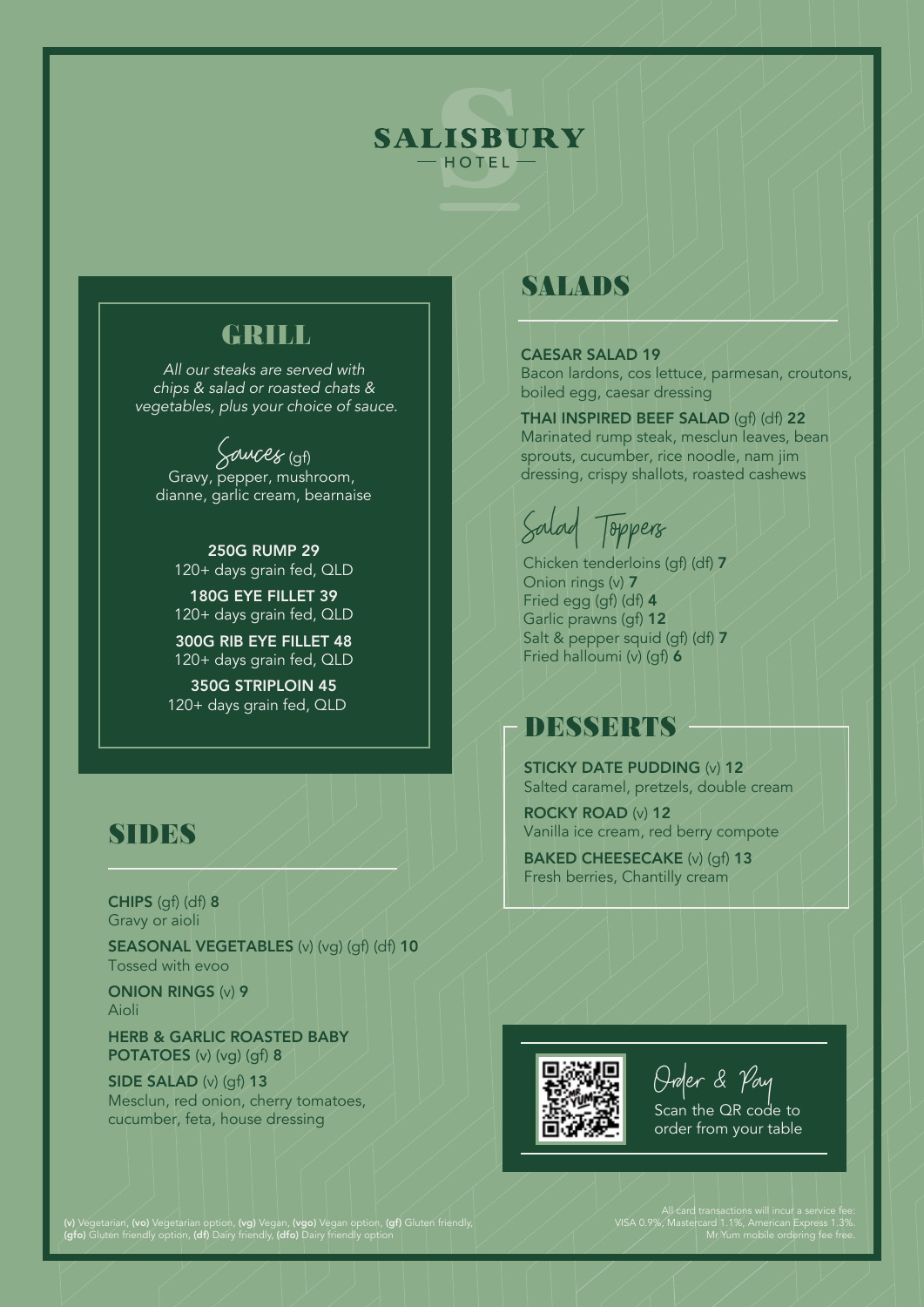# SALISBURY
HOTEL

## GRILL

*All our steaks are served with chips & salad or roasted chats & vegetables, plus your choice of sauce.*

*Sauces* (gf)
Gravy, pepper, mushroom, dianne, garlic cream, bearnaise

**250G RUMP 29**
120+ days grain fed, QLD

**180G EYE FILLET 39**
120+ days grain fed, QLD

**300G RIB EYE FILLET 48**
120+ days grain fed, QLD

**350G STRIPLOIN 45**
120+ days grain fed, QLD

## SIDES

**CHIPS** (gf) (df) **8**
Gravy or aioli

**SEASONAL VEGETABLES** (v) (vg) (gf) (df) **10**
Tossed with evoo

**ONION RINGS** (v) **9**
Aioli

**HERB & GARLIC ROASTED BABY POTATOES** (v) (vg) (gf) **8**

**SIDE SALAD** (v) (gf) **13**
Mesclun, red onion, cherry tomatoes, cucumber, feta, house dressing

## SALADS

**CAESAR SALAD 19**
Bacon lardons, cos lettuce, parmesan, croutons, boiled egg, caesar dressing

**THAI INSPIRED BEEF SALAD** (gf) (df) **22**
Marinated rump steak, mesclun leaves, bean sprouts, cucumber, rice noodle, nam jim dressing, crispy shallots, roasted cashews

### *Salad Toppers*

Chicken tenderloins (gf) (df) **7**
Onion rings (v) **7**
Fried egg (gf) (df) **4**
Garlic prawns (gf) **12**
Salt & pepper squid (gf) (df) **7**
Fried halloumi (v) (gf) **6**

## DESSERTS

**STICKY DATE PUDDING** (v) **12**
Salted caramel, pretzels, double cream

**ROCKY ROAD** (v) **12**
Vanilla ice cream, red berry compote

**BAKED CHEESECAKE** (v) (gf) **13**
Fresh berries, Chantilly cream

*Order & Pay*
Scan the QR code to order from your table

**(v)** Vegetarian, **(vo)** Vegetarian option, **(vg)** Vegan, **(vgo)** Vegan option, **(gf)** Gluten friendly, **(gfo)** Gluten friendly option, **(df)** Dairy friendly, **(dfo)** Dairy friendly option

All card transactions will incur a service fee: VISA 0.9%, Mastercard 1.1%, American Express 1.3%. Mr Yum mobile ordering fee free.